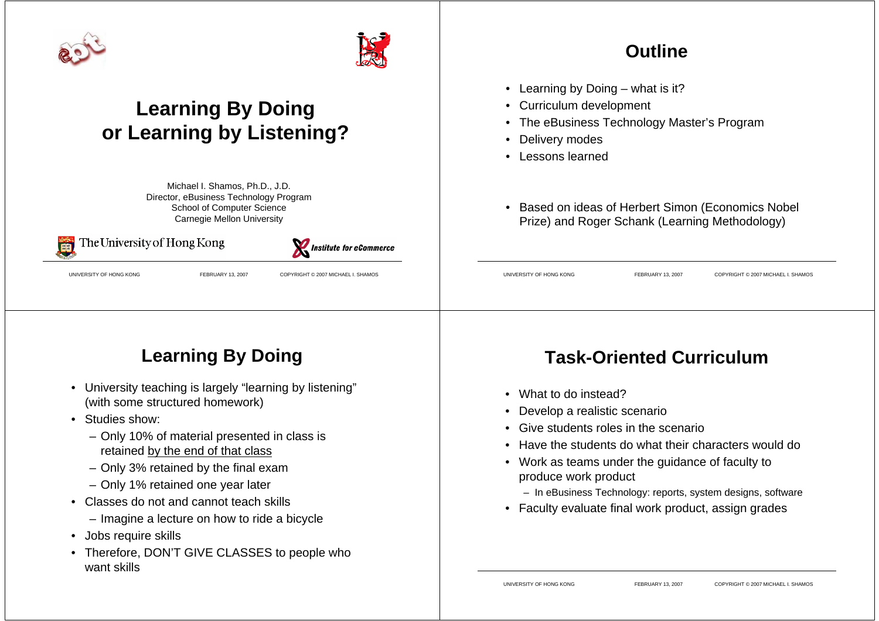# Learning By Doing or Learning by Listening?

Michael I. Shamos, Ph.D., J.D.
Director, eBusiness Technology Program
School of Computer Science
Carnegie Mellon University

The University of Hong Kong

Institute for eCommerce

## Outline

- Learning by Doing – what is it?
- Curriculum development
- The eBusiness Technology Master's Program
- Delivery modes
- Lessons learned

- Based on ideas of Herbert Simon (Economics Nobel Prize) and Roger Schank (Learning Methodology)

## Learning By Doing

- University teaching is largely "learning by listening" (with some structured homework)
- Studies show:
  - Only 10% of material presented in class is retained by the end of that class
  - Only 3% retained by the final exam
  - Only 1% retained one year later
- Classes do not and cannot teach skills
  - Imagine a lecture on how to ride a bicycle
- Jobs require skills
- Therefore, DON'T GIVE CLASSES to people who want skills

## Task-Oriented Curriculum

- What to do instead?
- Develop a realistic scenario
- Give students roles in the scenario
- Have the students do what their characters would do
- Work as teams under the guidance of faculty to produce work product
  - In eBusiness Technology: reports, system designs, software
- Faculty evaluate final work product, assign grades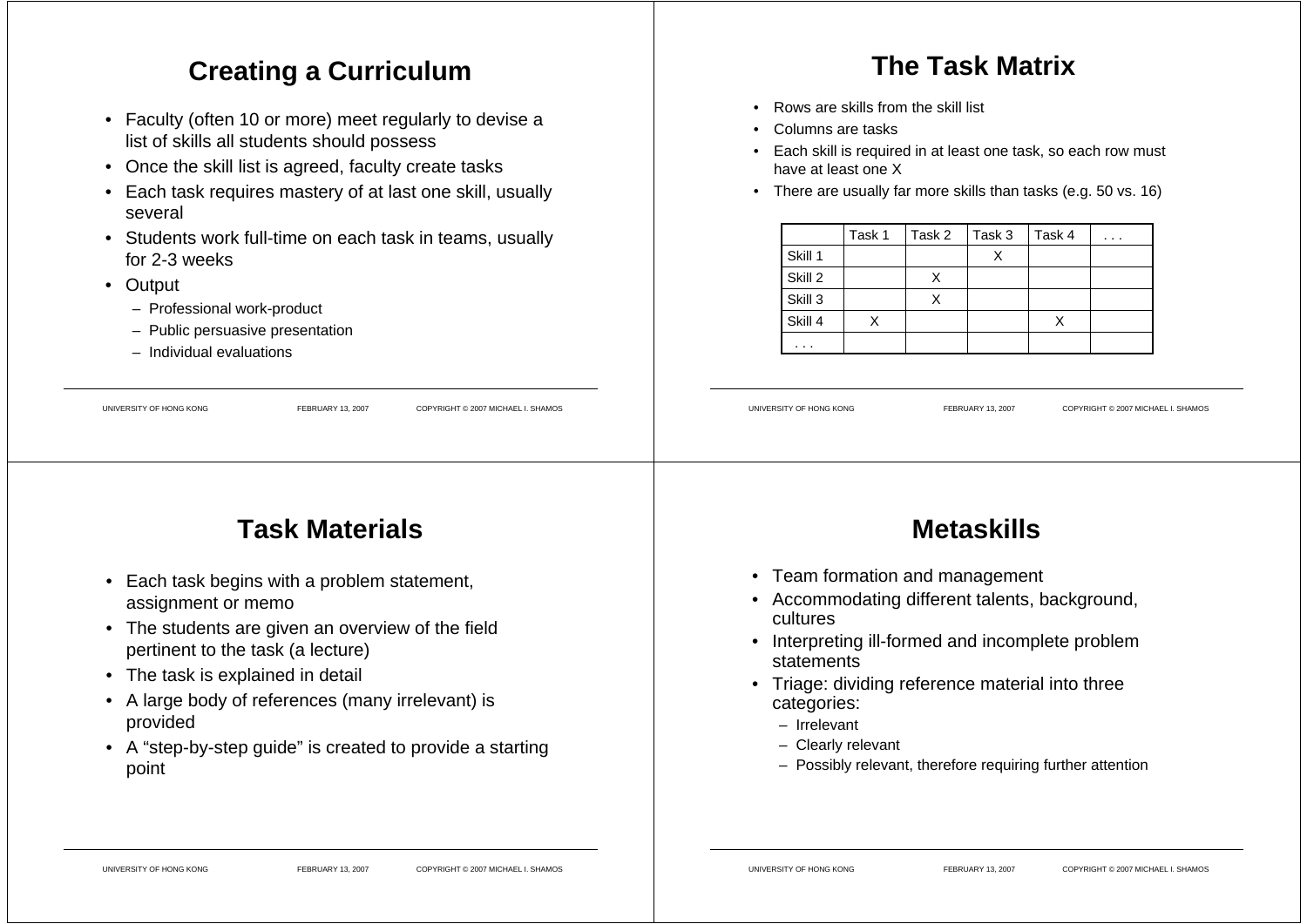## Creating a Curriculum

- Faculty (often 10 or more) meet regularly to devise a list of skills all students should possess
- Once the skill list is agreed, faculty create tasks
- Each task requires mastery of at last one skill, usually several
- Students work full-time on each task in teams, usually for 2-3 weeks
- Output
  - Professional work-product
  - Public persuasive presentation
  - Individual evaluations

## The Task Matrix

- Rows are skills from the skill list
- Columns are tasks
- Each skill is required in at least one task, so each row must have at least one X
- There are usually far more skills than tasks (e.g. 50 vs. 16)

| | Task 1 | Task 2 | Task 3 | Task 4 | . . . |
|---|---|---|---|---|---|
| Skill 1 | | | X | | |
| Skill 2 | | X | | | |
| Skill 3 | | X | | | |
| Skill 4 | X | | | X | |
| . . . | | | | | |

## Task Materials

- Each task begins with a problem statement, assignment or memo
- The students are given an overview of the field pertinent to the task (a lecture)
- The task is explained in detail
- A large body of references (many irrelevant) is provided
- A "step-by-step guide" is created to provide a starting point

## Metaskills

- Team formation and management
- Accommodating different talents, background, cultures
- Interpreting ill-formed and incomplete problem statements
- Triage: dividing reference material into three categories:
  - Irrelevant
  - Clearly relevant
  - Possibly relevant, therefore requiring further attention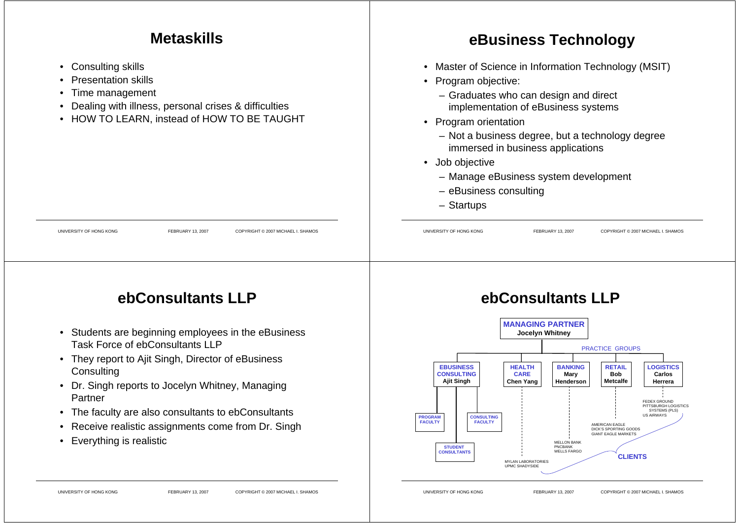## Metaskills

- Consulting skills
- Presentation skills
- Time management
- Dealing with illness, personal crises & difficulties
- HOW TO LEARN, instead of HOW TO BE TAUGHT

## eBusiness Technology

- Master of Science in Information Technology (MSIT)
- Program objective:
  - Graduates who can design and direct implementation of eBusiness systems
- Program orientation
  - Not a business degree, but a technology degree immersed in business applications
- Job objective
  - Manage eBusiness system development
  - eBusiness consulting
  - Startups

## ebConsultants LLP

- Students are beginning employees in the eBusiness Task Force of ebConsultants LLP
- They report to Ajit Singh, Director of eBusiness Consulting
- Dr. Singh reports to Jocelyn Whitney, Managing Partner
- The faculty are also consultants to ebConsultants
- Receive realistic assignments come from Dr. Singh
- Everything is realistic

## ebConsultants LLP

**MANAGING PARTNER**
**Jocelyn Whitney**

PRACTICE GROUPS

- **EBUSINESS CONSULTING** — **Ajit Singh**
  - PROGRAM FACULTY
  - CONSULTING FACULTY
  - STUDENT CONSULTANTS
- **HEALTH CARE** — **Chen Yang**
  - MYLAN LABORATORIES
  - UPMC SHADYSIDE
- **BANKING** — **Mary Henderson**
  - MELLON BANK
  - PNCBANK
  - WELLS FARGO
- **RETAIL** — **Bob Metcalfe**
  - AMERICAN EAGLE
  - DICK'S SPORTING GOODS
  - GIANT EAGLE MARKETS
- **LOGISTICS** — **Carlos Herrera**
  - FEDEX GROUND
  - PITTSBURGH LOGISTICS SYSTEMS (PLS)
  - US AIRWAYS

CLIENTS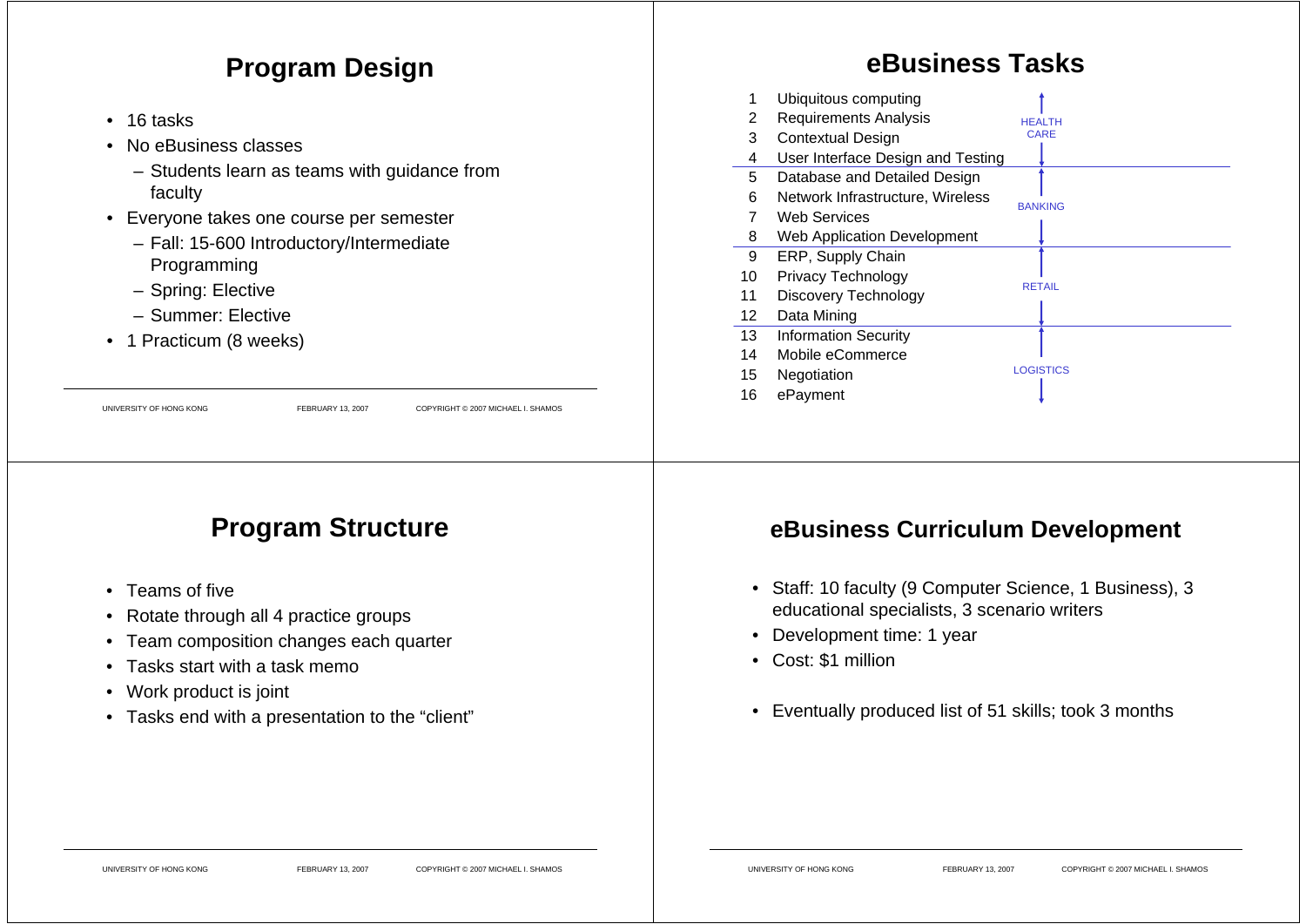## Program Design

- 16 tasks
- No eBusiness classes
  - Students learn as teams with guidance from faculty
- Everyone takes one course per semester
  - Fall: 15-600 Introductory/Intermediate Programming
  - Spring: Elective
  - Summer: Elective
- 1 Practicum (8 weeks)

## eBusiness Tasks

| # | Task | Practice Group |
|---|---|---|
| 1 | Ubiquitous computing | HEALTH CARE |
| 2 | Requirements Analysis | |
| 3 | Contextual Design | |
| 4 | User Interface Design and Testing | |
| 5 | Database and Detailed Design | BANKING |
| 6 | Network Infrastructure, Wireless | |
| 7 | Web Services | |
| 8 | Web Application Development | |
| 9 | ERP, Supply Chain | RETAIL |
| 10 | Privacy Technology | |
| 11 | Discovery Technology | |
| 12 | Data Mining | |
| 13 | Information Security | LOGISTICS |
| 14 | Mobile eCommerce | |
| 15 | Negotiation | |
| 16 | ePayment | |

## Program Structure

- Teams of five
- Rotate through all 4 practice groups
- Team composition changes each quarter
- Tasks start with a task memo
- Work product is joint
- Tasks end with a presentation to the "client"

## eBusiness Curriculum Development

- Staff: 10 faculty (9 Computer Science, 1 Business), 3 educational specialists, 3 scenario writers
- Development time: 1 year
- Cost: $1 million
- Eventually produced list of 51 skills; took 3 months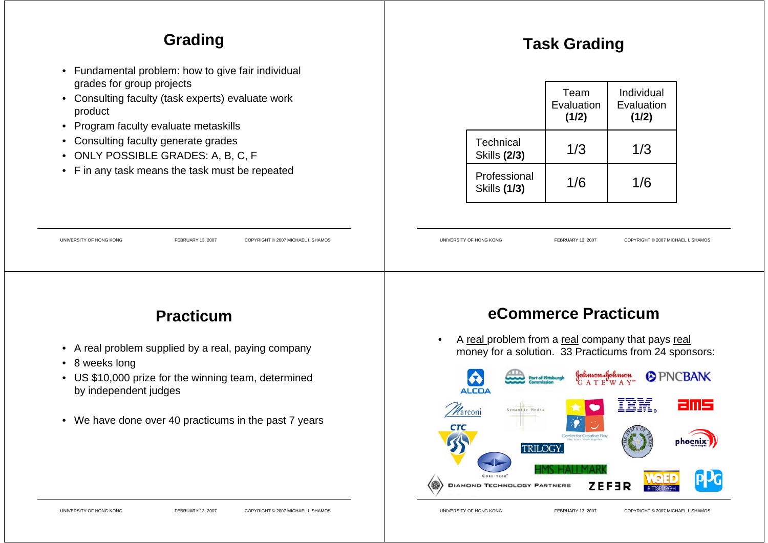## Grading

- Fundamental problem: how to give fair individual grades for group projects
- Consulting faculty (task experts) evaluate work product
- Program faculty evaluate metaskills
- Consulting faculty generate grades
- ONLY POSSIBLE GRADES: A, B, C, F
- F in any task means the task must be repeated

## Task Grading

| | Team Evaluation **(1/2)** | Individual Evaluation **(1/2)** |
|---|---|---|
| Technical Skills **(2/3)** | 1/3 | 1/3 |
| Professional Skills **(1/3)** | 1/6 | 1/6 |

## Practicum

- A real problem supplied by a real, paying company
- 8 weeks long
- US $10,000 prize for the winning team, determined by independent judges
- We have done over 40 practicums in the past 7 years

## eCommerce Practicum

- A real problem from a real company that pays real money for a solution. 33 Practicums from 24 sponsors:

ALCOA, Port of Pittsburgh Commission, Johnson & Johnson GATEWAY, PNCBANK, Marconi, Semantic Media, Center for Creative Play, IBM, ams, CTC, TRILOGY, The State of Texas, phoenix technologies, Core-Tech, HMS HALLMARK, DIAMOND TECHNOLOGY PARTNERS, ZEFER, WQED PITTSBURGH, PPG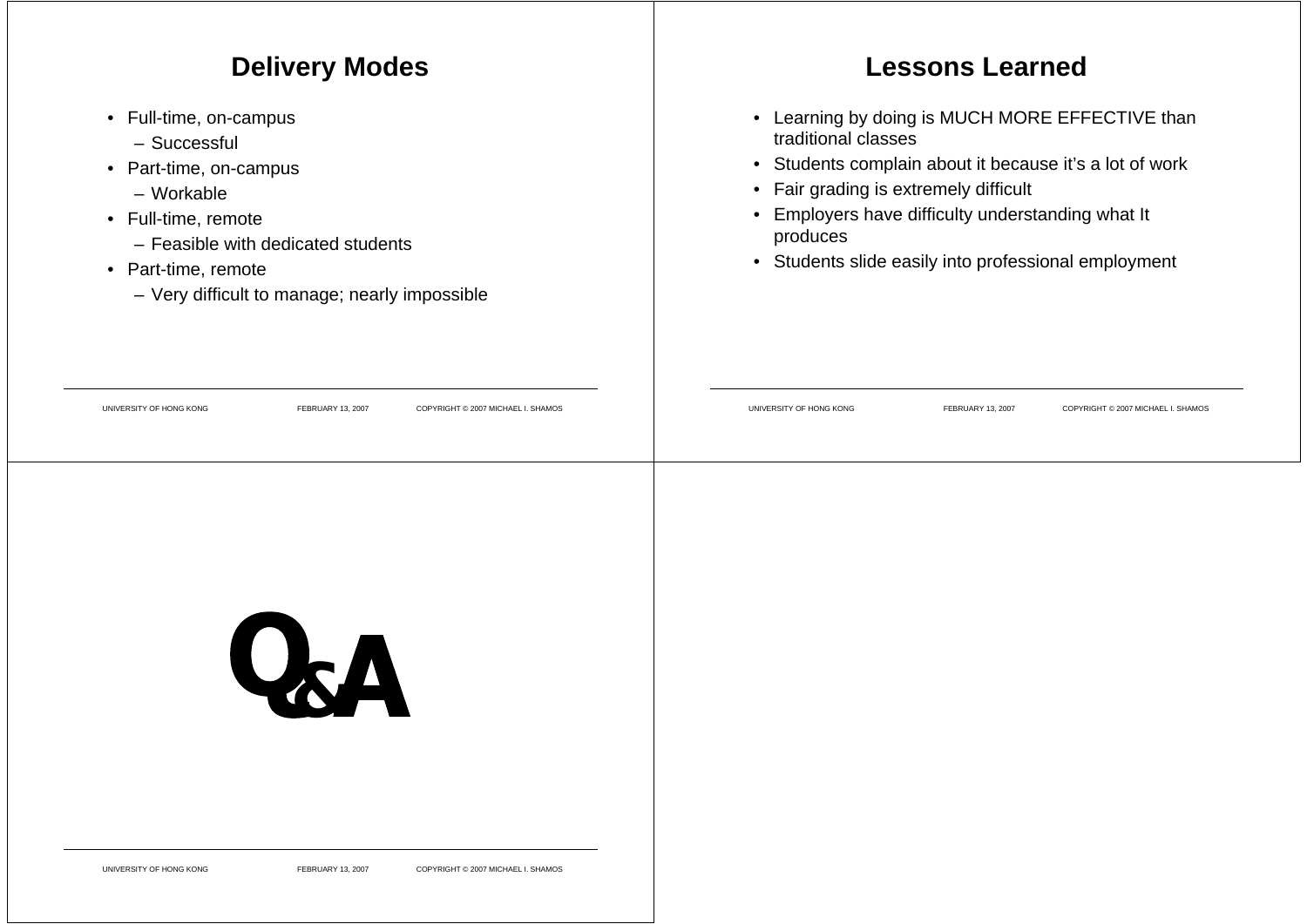## Delivery Modes

- Full-time, on-campus
  - Successful
- Part-time, on-campus
  - Workable
- Full-time, remote
  - Feasible with dedicated students
- Part-time, remote
  - Very difficult to manage; nearly impossible

## Lessons Learned

- Learning by doing is MUCH MORE EFFECTIVE than traditional classes
- Students complain about it because it's a lot of work
- Fair grading is extremely difficult
- Employers have difficulty understanding what It produces
- Students slide easily into professional employment

# Q&A